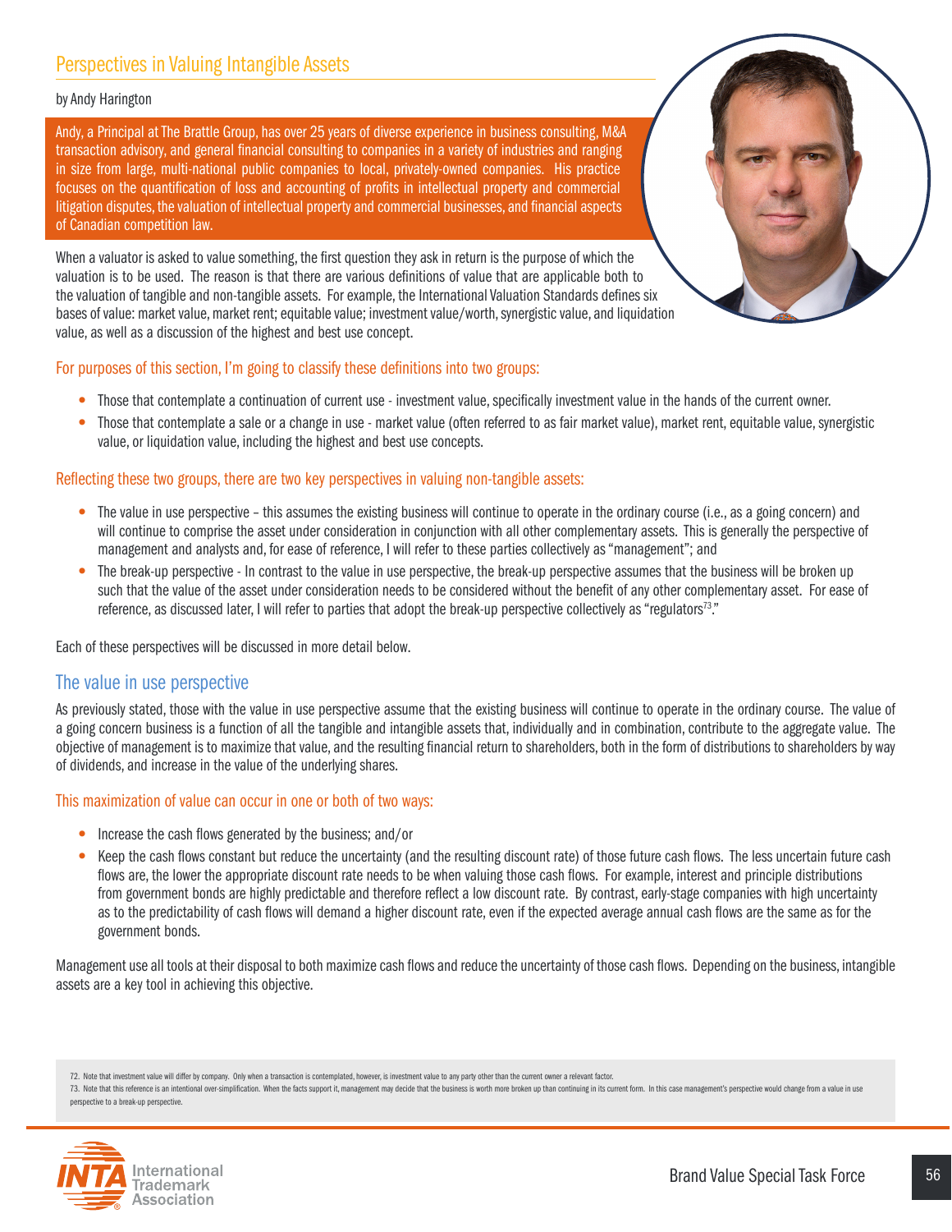## Perspectives in Valuing Intangible Assets

by Andy Harington

Andy, a Principal at The Brattle Group, has over 25 years of diverse experience in business consulting, M&A transaction advisory, and general financial consulting to companies in a variety of industries and ranging in size from large, multi-national public companies to local, privately-owned companies. His practice focuses on the quantification of loss and accounting of profits in intellectual property and commercial litigation disputes, the valuation of intellectual property and commercial businesses, and financial aspects of Canadian competition law.

When a valuator is asked to value something, the first question they ask in return is the purpose of which the valuation is to be used. The reason is that there are various definitions of value that are applicable both to the valuation of tangible and non-tangible assets. For example, the International Valuation Standards defines six bases of value: market value, market rent; equitable value; investment value/worth, synergistic value, and liquidation value, as well as a discussion of the highest and best use concept.

For purposes of this section, I'm going to classify these definitions into two groups:

- Those that contemplate a continuation of current use - investment value, specifically investment value in the hands of the current owner.
- Those that contemplate a sale or a change in use - market value (often referred to as fair market value), market rent, equitable value, synergistic value, or liquidation value, including the highest and best use concepts.

Reflecting these two groups, there are two key perspectives in valuing non-tangible assets:

- The value in use perspective – this assumes the existing business will continue to operate in the ordinary course (i.e., as a going concern) and will continue to comprise the asset under consideration in conjunction with all other complementary assets. This is generally the perspective of management and analysts and, for ease of reference, I will refer to these parties collectively as "management"; and
- The break-up perspective - In contrast to the value in use perspective, the break-up perspective assumes that the business will be broken up such that the value of the asset under consideration needs to be considered without the benefit of any other complementary asset. For ease of reference, as discussed later, I will refer to parties that adopt the break-up perspective collectively as "regulators[73]."

Each of these perspectives will be discussed in more detail below.

### The value in use perspective

As previously stated, those with the value in use perspective assume that the existing business will continue to operate in the ordinary course. The value of a going concern business is a function of all the tangible and intangible assets that, individually and in combination, contribute to the aggregate value. The objective of management is to maximize that value, and the resulting financial return to shareholders, both in the form of distributions to shareholders by way of dividends, and increase in the value of the underlying shares.

This maximization of value can occur in one or both of two ways:

- Increase the cash flows generated by the business; and/or
- Keep the cash flows constant but reduce the uncertainty (and the resulting discount rate) of those future cash flows. The less uncertain future cash flows are, the lower the appropriate discount rate needs to be when valuing those cash flows. For example, interest and principle distributions from government bonds are highly predictable and therefore reflect a low discount rate. By contrast, early-stage companies with high uncertainty as to the predictability of cash flows will demand a higher discount rate, even if the expected average annual cash flows are the same as for the government bonds.

Management use all tools at their disposal to both maximize cash flows and reduce the uncertainty of those cash flows. Depending on the business, intangible assets are a key tool in achieving this objective.

72. Note that investment value will differ by company. Only when a transaction is contemplated, however, is investment value to any party other than the current owner a relevant factor.

73. Note that this reference is an intentional over-simplification. When the facts support it, management may decide that the business is worth more broken up than continuing in its current form. In this case management's perspective would change from a value in use perspective to a break-up perspective.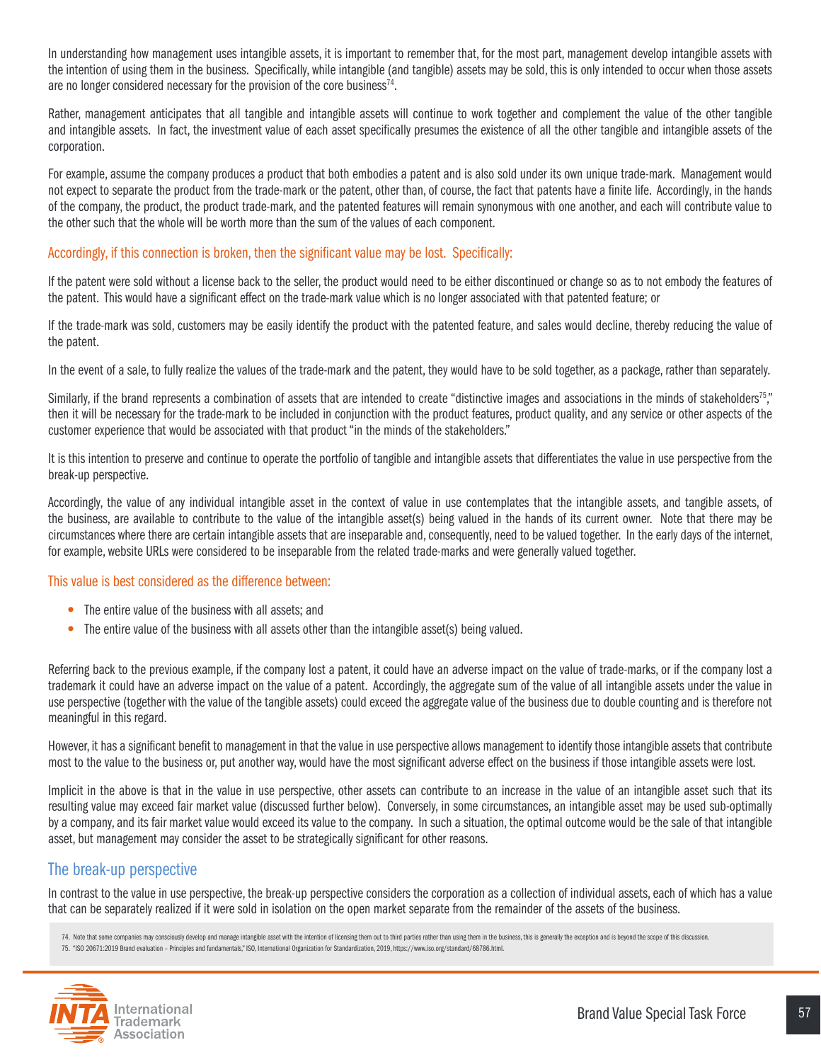In understanding how management uses intangible assets, it is important to remember that, for the most part, management develop intangible assets with the intention of using them in the business. Specifically, while intangible (and tangible) assets may be sold, this is only intended to occur when those assets are no longer considered necessary for the provision of the core business[74].

Rather, management anticipates that all tangible and intangible assets will continue to work together and complement the value of the other tangible and intangible assets. In fact, the investment value of each asset specifically presumes the existence of all the other tangible and intangible assets of the corporation.

For example, assume the company produces a product that both embodies a patent and is also sold under its own unique trade-mark. Management would not expect to separate the product from the trade-mark or the patent, other than, of course, the fact that patents have a finite life. Accordingly, in the hands of the company, the product, the product trade-mark, and the patented features will remain synonymous with one another, and each will contribute value to the other such that the whole will be worth more than the sum of the values of each component.

Accordingly, if this connection is broken, then the significant value may be lost. Specifically:

If the patent were sold without a license back to the seller, the product would need to be either discontinued or change so as to not embody the features of the patent. This would have a significant effect on the trade-mark value which is no longer associated with that patented feature; or

If the trade-mark was sold, customers may be easily identify the product with the patented feature, and sales would decline, thereby reducing the value of the patent.

In the event of a sale, to fully realize the values of the trade-mark and the patent, they would have to be sold together, as a package, rather than separately.

Similarly, if the brand represents a combination of assets that are intended to create "distinctive images and associations in the minds of stakeholders[75]," then it will be necessary for the trade-mark to be included in conjunction with the product features, product quality, and any service or other aspects of the customer experience that would be associated with that product "in the minds of the stakeholders."

It is this intention to preserve and continue to operate the portfolio of tangible and intangible assets that differentiates the value in use perspective from the break-up perspective.

Accordingly, the value of any individual intangible asset in the context of value in use contemplates that the intangible assets, and tangible assets, of the business, are available to contribute to the value of the intangible asset(s) being valued in the hands of its current owner. Note that there may be circumstances where there are certain intangible assets that are inseparable and, consequently, need to be valued together. In the early days of the internet, for example, website URLs were considered to be inseparable from the related trade-marks and were generally valued together.

This value is best considered as the difference between:

- The entire value of the business with all assets; and
- The entire value of the business with all assets other than the intangible asset(s) being valued.

Referring back to the previous example, if the company lost a patent, it could have an adverse impact on the value of trade-marks, or if the company lost a trademark it could have an adverse impact on the value of a patent. Accordingly, the aggregate sum of the value of all intangible assets under the value in use perspective (together with the value of the tangible assets) could exceed the aggregate value of the business due to double counting and is therefore not meaningful in this regard.

However, it has a significant benefit to management in that the value in use perspective allows management to identify those intangible assets that contribute most to the value to the business or, put another way, would have the most significant adverse effect on the business if those intangible assets were lost.

Implicit in the above is that in the value in use perspective, other assets can contribute to an increase in the value of an intangible asset such that its resulting value may exceed fair market value (discussed further below). Conversely, in some circumstances, an intangible asset may be used sub-optimally by a company, and its fair market value would exceed its value to the company. In such a situation, the optimal outcome would be the sale of that intangible asset, but management may consider the asset to be strategically significant for other reasons.

## The break-up perspective

In contrast to the value in use perspective, the break-up perspective considers the corporation as a collection of individual assets, each of which has a value that can be separately realized if it were sold in isolation on the open market separate from the remainder of the assets of the business.

74. Note that some companies may consciously develop and manage intangible asset with the intention of licensing them out to third parties rather than using them in the business, this is generally the exception and is beyond the scope of this discussion.
75. "ISO 20671:2019 Brand evaluation – Principles and fundamentals," ISO, International Organization for Standardization, 2019, https://www.iso.org/standard/68786.html.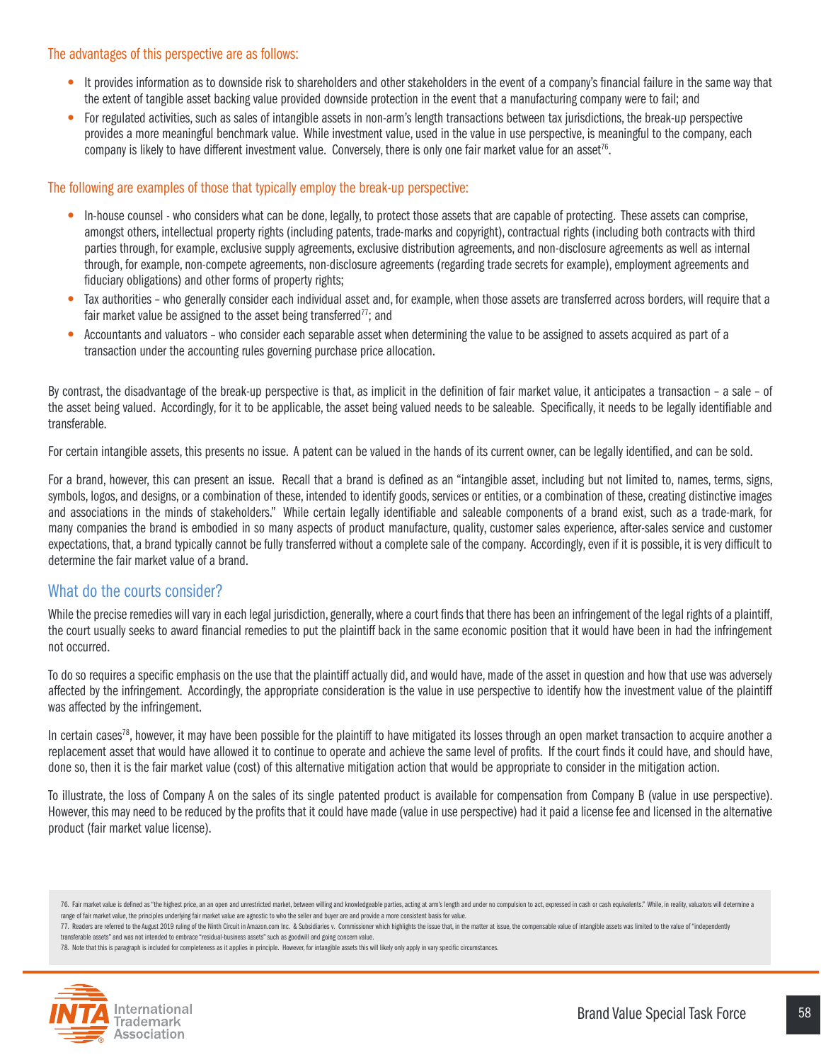The advantages of this perspective are as follows:

- It provides information as to downside risk to shareholders and other stakeholders in the event of a company's financial failure in the same way that the extent of tangible asset backing value provided downside protection in the event that a manufacturing company were to fail; and
- For regulated activities, such as sales of intangible assets in non-arm's length transactions between tax jurisdictions, the break-up perspective provides a more meaningful benchmark value. While investment value, used in the value in use perspective, is meaningful to the company, each company is likely to have different investment value. Conversely, there is only one fair market value for an asset[76].

The following are examples of those that typically employ the break-up perspective:

- In-house counsel - who considers what can be done, legally, to protect those assets that are capable of protecting. These assets can comprise, amongst others, intellectual property rights (including patents, trade-marks and copyright), contractual rights (including both contracts with third parties through, for example, exclusive supply agreements, exclusive distribution agreements, and non-disclosure agreements as well as internal through, for example, non-compete agreements, non-disclosure agreements (regarding trade secrets for example), employment agreements and fiduciary obligations) and other forms of property rights;
- Tax authorities – who generally consider each individual asset and, for example, when those assets are transferred across borders, will require that a fair market value be assigned to the asset being transferred[77]; and
- Accountants and valuators – who consider each separable asset when determining the value to be assigned to assets acquired as part of a transaction under the accounting rules governing purchase price allocation.

By contrast, the disadvantage of the break-up perspective is that, as implicit in the definition of fair market value, it anticipates a transaction – a sale – of the asset being valued. Accordingly, for it to be applicable, the asset being valued needs to be saleable. Specifically, it needs to be legally identifiable and transferable.

For certain intangible assets, this presents no issue. A patent can be valued in the hands of its current owner, can be legally identified, and can be sold.

For a brand, however, this can present an issue. Recall that a brand is defined as an "intangible asset, including but not limited to, names, terms, signs, symbols, logos, and designs, or a combination of these, intended to identify goods, services or entities, or a combination of these, creating distinctive images and associations in the minds of stakeholders." While certain legally identifiable and saleable components of a brand exist, such as a trade-mark, for many companies the brand is embodied in so many aspects of product manufacture, quality, customer sales experience, after-sales service and customer expectations, that, a brand typically cannot be fully transferred without a complete sale of the company. Accordingly, even if it is possible, it is very difficult to determine the fair market value of a brand.

## What do the courts consider?

While the precise remedies will vary in each legal jurisdiction, generally, where a court finds that there has been an infringement of the legal rights of a plaintiff, the court usually seeks to award financial remedies to put the plaintiff back in the same economic position that it would have been in had the infringement not occurred.

To do so requires a specific emphasis on the use that the plaintiff actually did, and would have, made of the asset in question and how that use was adversely affected by the infringement. Accordingly, the appropriate consideration is the value in use perspective to identify how the investment value of the plaintiff was affected by the infringement.

In certain cases[78], however, it may have been possible for the plaintiff to have mitigated its losses through an open market transaction to acquire another a replacement asset that would have allowed it to continue to operate and achieve the same level of profits. If the court finds it could have, and should have, done so, then it is the fair market value (cost) of this alternative mitigation action that would be appropriate to consider in the mitigation action.

To illustrate, the loss of Company A on the sales of its single patented product is available for compensation from Company B (value in use perspective). However, this may need to be reduced by the profits that it could have made (value in use perspective) had it paid a license fee and licensed in the alternative product (fair market value license).

76. Fair market value is defined as "the highest price, an an open and unrestricted market, between willing and knowledgeable parties, acting at arm's length and under no compulsion to act, expressed in cash or cash equivalents." While, in reality, valuators will determine a range of fair market value, the principles underlying fair market value are agnostic to who the seller and buyer are and provide a more consistent basis for value.

77. Readers are referred to the August 2019 ruling of the Ninth Circuit in Amazon.com Inc. & Subsidiaries v. Commissioner which highlights the issue that, in the matter at issue, the compensable value of intangible assets was limited to the value of "independently transferable assets" and was not intended to embrace "residual-business assets" such as goodwill and going concern value.

78. Note that this is paragraph is included for completeness as it applies in principle. However, for intangible assets this will likely only apply in vary specific circumstances.